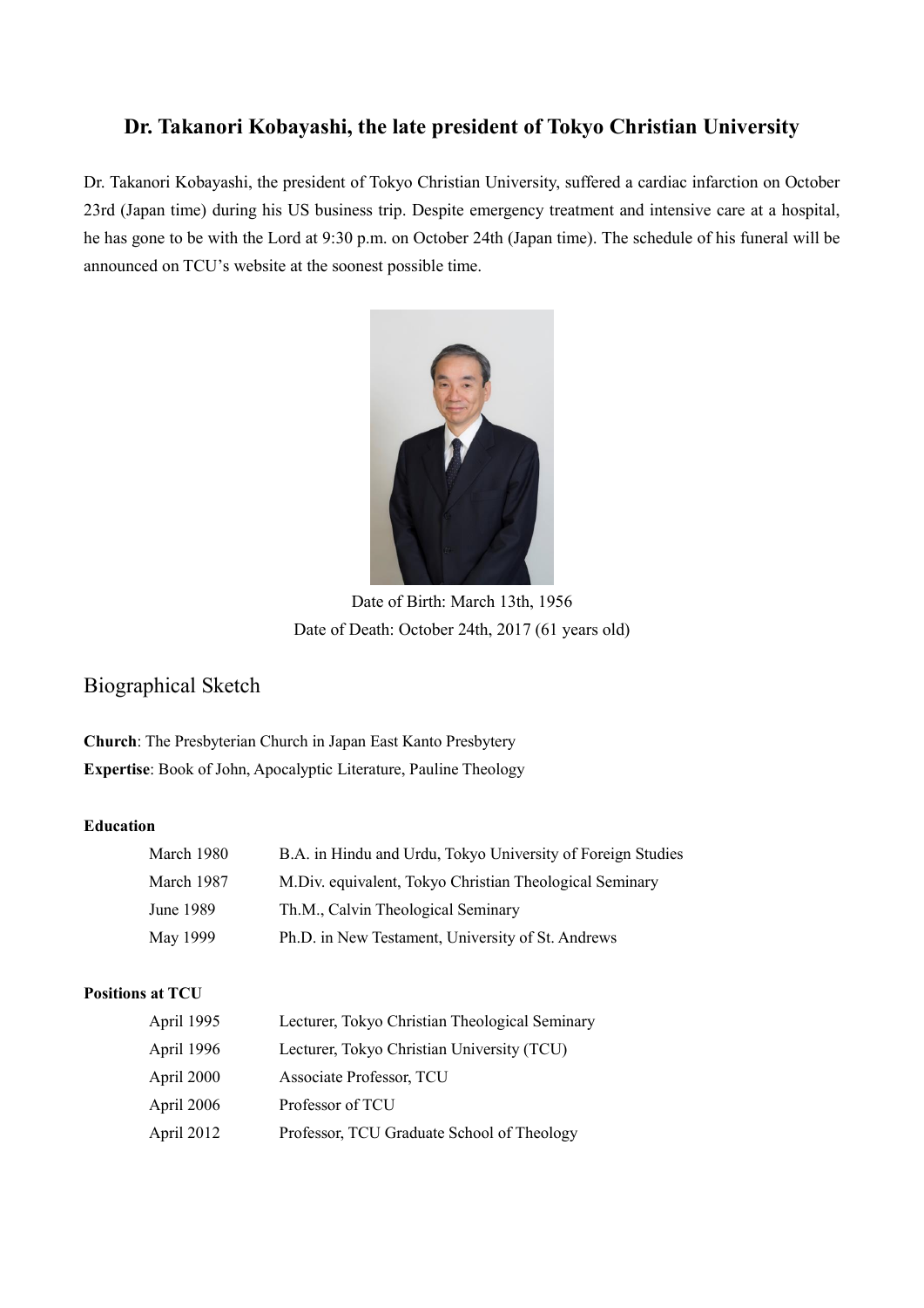# Dr. Takanori Kobayashi, the late president of Tokyo Christian University

Dr. Takanori Kobayashi, the president of Tokyo Christian University, suffered a cardiac infarction on October 23rd (Japan time) during his US business trip. Despite emergency treatment and intensive care at a hospital, he has gone to be with the Lord at 9:30 p.m. on October 24th (Japan time). The schedule of his funeral will be announced on TCU's website at the soonest possible time.

Date of Birth: March 13th, 1956
Date of Death: October 24th, 2017 (61 years old)

## Biographical Sketch

**Church**: The Presbyterian Church in Japan East Kanto Presbytery
**Expertise**: Book of John, Apocalyptic Literature, Pauline Theology

### Education

| | |
|---|---|
| March 1980 | B.A. in Hindu and Urdu, Tokyo University of Foreign Studies |
| March 1987 | M.Div. equivalent, Tokyo Christian Theological Seminary |
| June 1989 | Th.M., Calvin Theological Seminary |
| May 1999 | Ph.D. in New Testament, University of St. Andrews |

### Positions at TCU

| | |
|---|---|
| April 1995 | Lecturer, Tokyo Christian Theological Seminary |
| April 1996 | Lecturer, Tokyo Christian University (TCU) |
| April 2000 | Associate Professor, TCU |
| April 2006 | Professor of TCU |
| April 2012 | Professor, TCU Graduate School of Theology |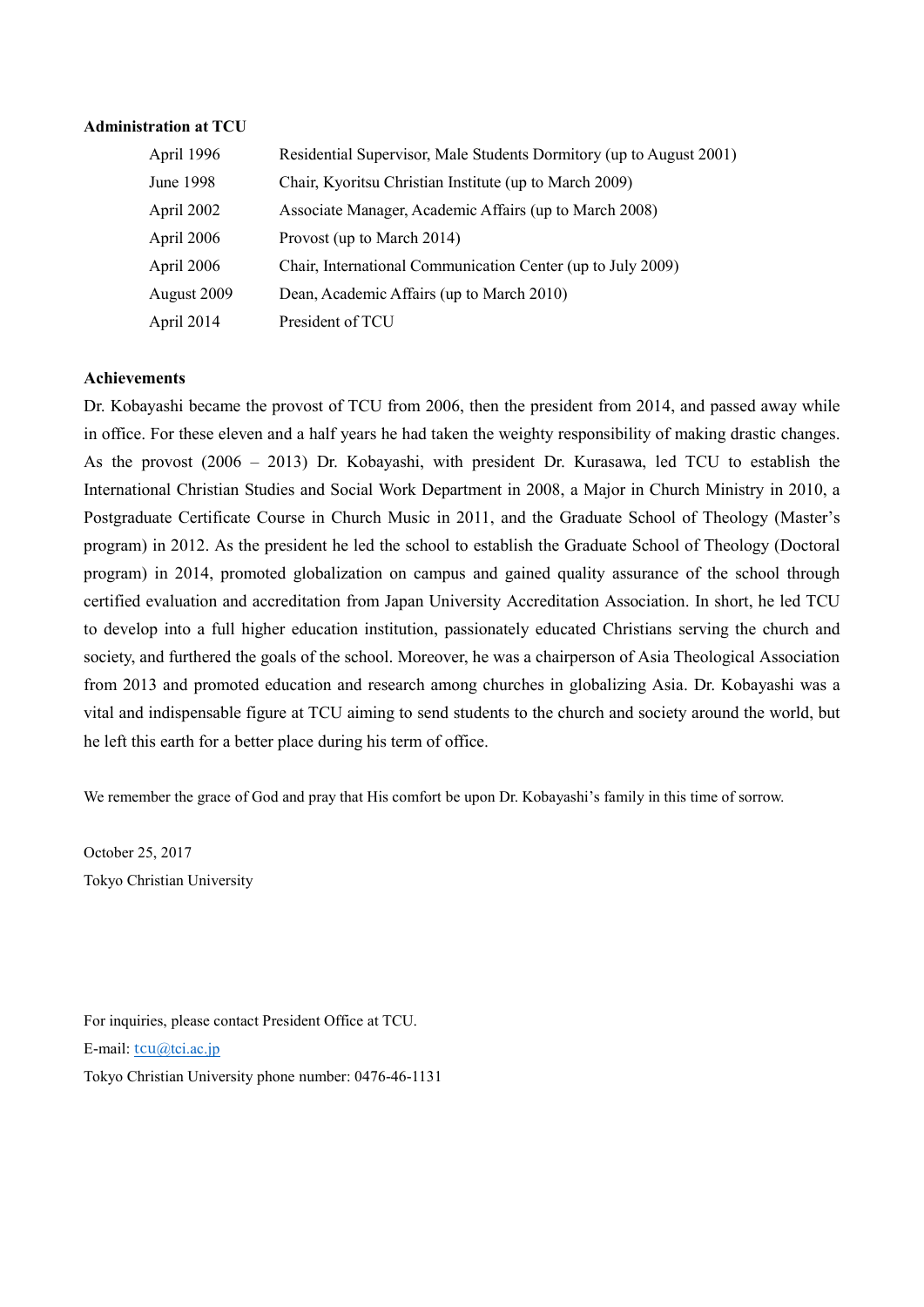**Administration at TCU**

| | |
|---|---|
| April 1996 | Residential Supervisor, Male Students Dormitory (up to August 2001) |
| June 1998 | Chair, Kyoritsu Christian Institute (up to March 2009) |
| April 2002 | Associate Manager, Academic Affairs (up to March 2008) |
| April 2006 | Provost (up to March 2014) |
| April 2006 | Chair, International Communication Center (up to July 2009) |
| August 2009 | Dean, Academic Affairs (up to March 2010) |
| April 2014 | President of TCU |

**Achievements**

Dr. Kobayashi became the provost of TCU from 2006, then the president from 2014, and passed away while in office. For these eleven and a half years he had taken the weighty responsibility of making drastic changes. As the provost (2006 – 2013) Dr. Kobayashi, with president Dr. Kurasawa, led TCU to establish the International Christian Studies and Social Work Department in 2008, a Major in Church Ministry in 2010, a Postgraduate Certificate Course in Church Music in 2011, and the Graduate School of Theology (Master's program) in 2012. As the president he led the school to establish the Graduate School of Theology (Doctoral program) in 2014, promoted globalization on campus and gained quality assurance of the school through certified evaluation and accreditation from Japan University Accreditation Association. In short, he led TCU to develop into a full higher education institution, passionately educated Christians serving the church and society, and furthered the goals of the school. Moreover, he was a chairperson of Asia Theological Association from 2013 and promoted education and research among churches in globalizing Asia. Dr. Kobayashi was a vital and indispensable figure at TCU aiming to send students to the church and society around the world, but he left this earth for a better place during his term of office.

We remember the grace of God and pray that His comfort be upon Dr. Kobayashi's family in this time of sorrow.

October 25, 2017
Tokyo Christian University

For inquiries, please contact President Office at TCU.
E-mail: tcu@tci.ac.jp
Tokyo Christian University phone number: 0476-46-1131